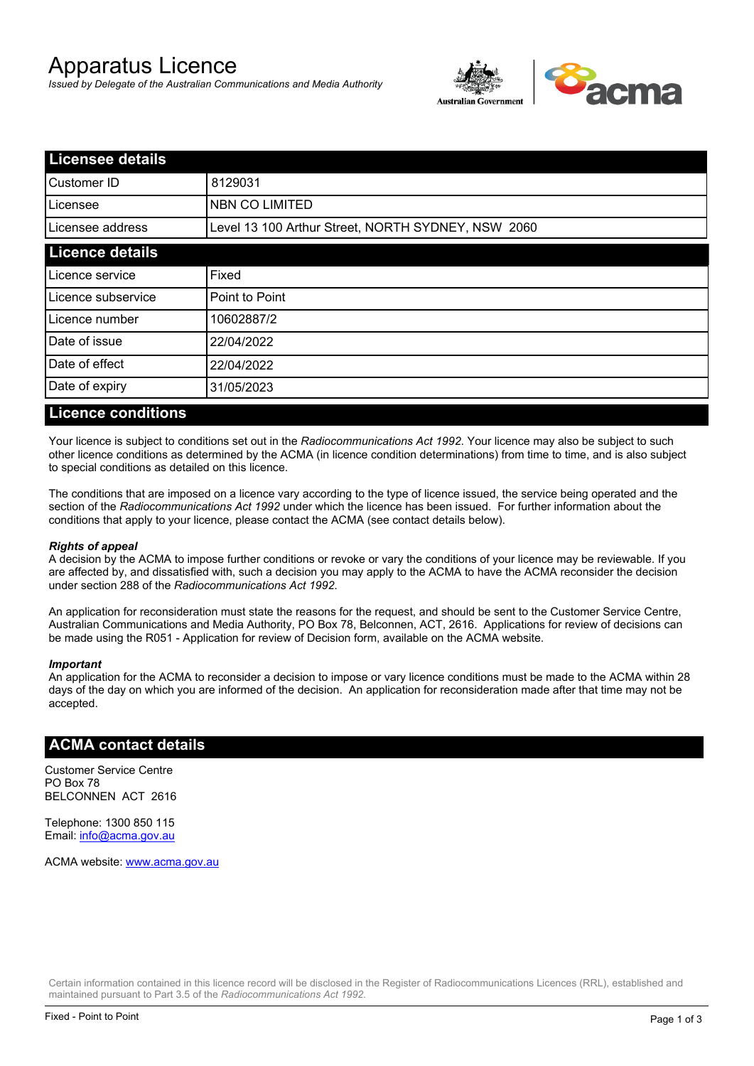# Apparatus Licence

*Issued by Delegate of the Australian Communications and Media Authority*

## Licensee details

| | |
|---|---|
| Customer ID | 8129031 |
| Licensee | NBN CO LIMITED |
| Licensee address | Level 13 100 Arthur Street, NORTH SYDNEY, NSW 2060 |

## Licence details

| | |
|---|---|
| Licence service | Fixed |
| Licence subservice | Point to Point |
| Licence number | 10602887/2 |
| Date of issue | 22/04/2022 |
| Date of effect | 22/04/2022 |
| Date of expiry | 31/05/2023 |

## Licence conditions

Your licence is subject to conditions set out in the *Radiocommunications Act 1992*. Your licence may also be subject to such other licence conditions as determined by the ACMA (in licence condition determinations) from time to time, and is also subject to special conditions as detailed on this licence.

The conditions that are imposed on a licence vary according to the type of licence issued, the service being operated and the section of the *Radiocommunications Act 1992* under which the licence has been issued. For further information about the conditions that apply to your licence, please contact the ACMA (see contact details below).

***Rights of appeal***

A decision by the ACMA to impose further conditions or revoke or vary the conditions of your licence may be reviewable. If you are affected by, and dissatisfied with, such a decision you may apply to the ACMA to have the ACMA reconsider the decision under section 288 of the *Radiocommunications Act 1992*.

An application for reconsideration must state the reasons for the request, and should be sent to the Customer Service Centre, Australian Communications and Media Authority, PO Box 78, Belconnen, ACT, 2616. Applications for review of decisions can be made using the R051 - Application for review of Decision form, available on the ACMA website.

***Important***

An application for the ACMA to reconsider a decision to impose or vary licence conditions must be made to the ACMA within 28 days of the day on which you are informed of the decision. An application for reconsideration made after that time may not be accepted.

## ACMA contact details

Customer Service Centre
PO Box 78
BELCONNEN ACT 2616

Telephone: 1300 850 115
Email: info@acma.gov.au

ACMA website: www.acma.gov.au

Certain information contained in this licence record will be disclosed in the Register of Radiocommunications Licences (RRL), established and maintained pursuant to Part 3.5 of the *Radiocommunications Act 1992.*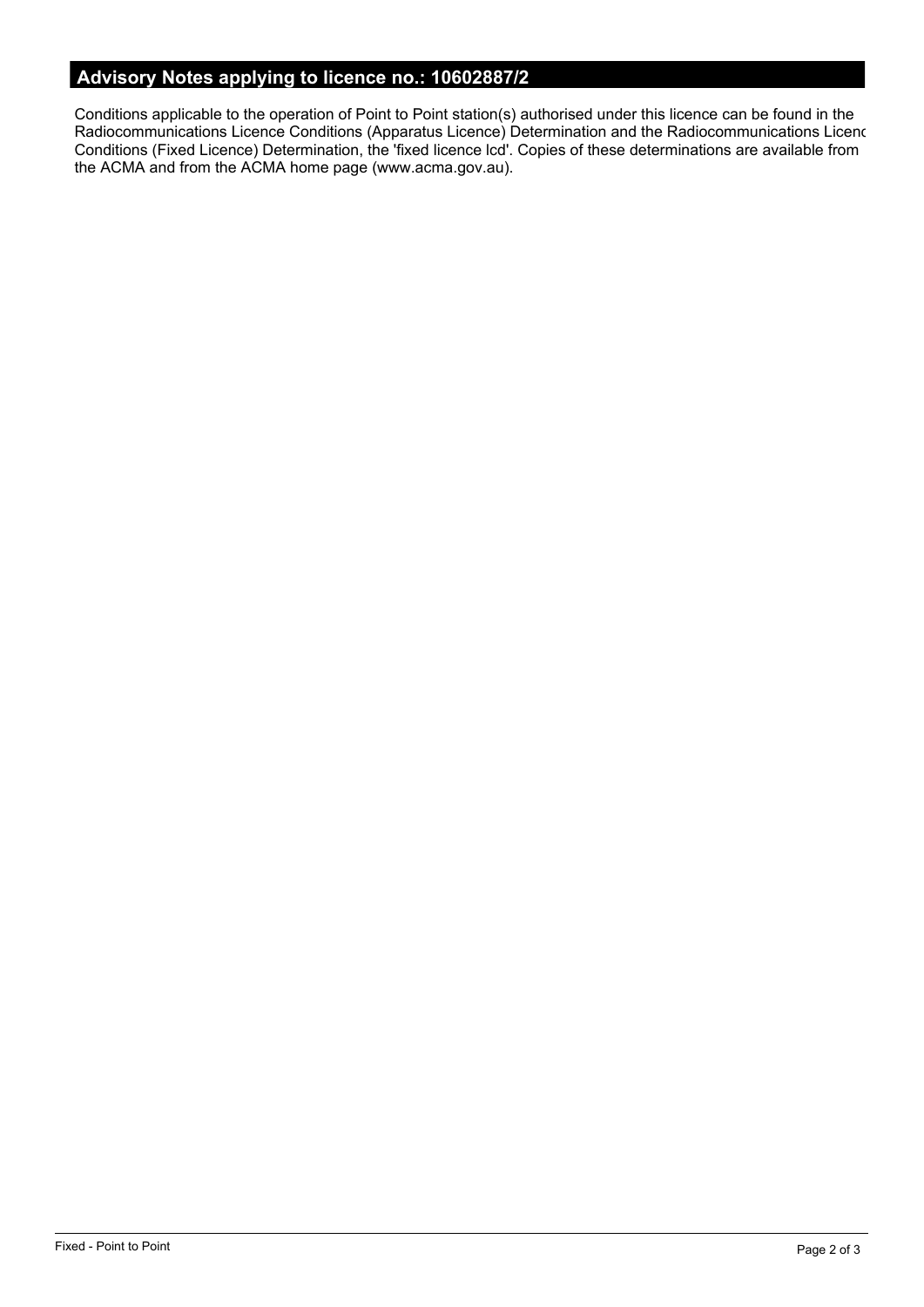## Advisory Notes applying to licence no.: 10602887/2

Conditions applicable to the operation of Point to Point station(s) authorised under this licence can be found in the Radiocommunications Licence Conditions (Apparatus Licence) Determination and the Radiocommunications Licence Conditions (Fixed Licence) Determination, the 'fixed licence lcd'. Copies of these determinations are available from the ACMA and from the ACMA home page (www.acma.gov.au).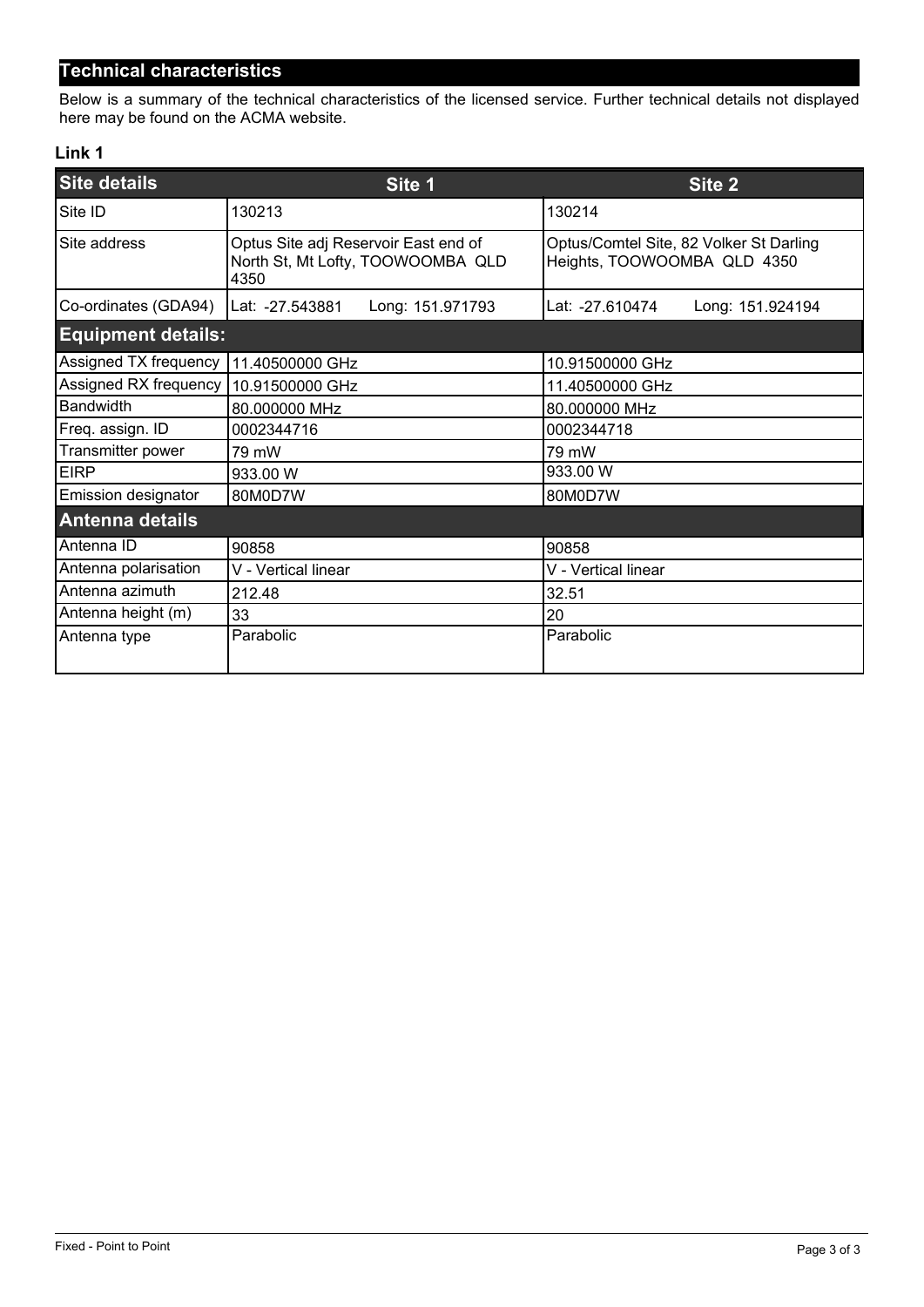## Technical characteristics

Below is a summary of the technical characteristics of the licensed service. Further technical details not displayed here may be found on the ACMA website.

### Link 1

| Site details | Site 1 | Site 2 |
|---|---|---|
| Site ID | 130213 | 130214 |
| Site address | Optus Site adj Reservoir East end of North St, Mt Lofty, TOOWOOMBA QLD 4350 | Optus/Comtel Site, 82 Volker St Darling Heights, TOOWOOMBA QLD 4350 |
| Co-ordinates (GDA94) | Lat: -27.543881 Long: 151.971793 | Lat: -27.610474 Long: 151.924194 |
| **Equipment details:** | | |
| Assigned TX frequency | 11.40500000 GHz | 10.91500000 GHz |
| Assigned RX frequency | 10.91500000 GHz | 11.40500000 GHz |
| Bandwidth | 80.000000 MHz | 80.000000 MHz |
| Freq. assign. ID | 0002344716 | 0002344718 |
| Transmitter power | 79 mW | 79 mW |
| EIRP | 933.00 W | 933.00 W |
| Emission designator | 80M0D7W | 80M0D7W |
| **Antenna details** | | |
| Antenna ID | 90858 | 90858 |
| Antenna polarisation | V - Vertical linear | V - Vertical linear |
| Antenna azimuth | 212.48 | 32.51 |
| Antenna height (m) | 33 | 20 |
| Antenna type | Parabolic | Parabolic |

Fixed - Point to Point